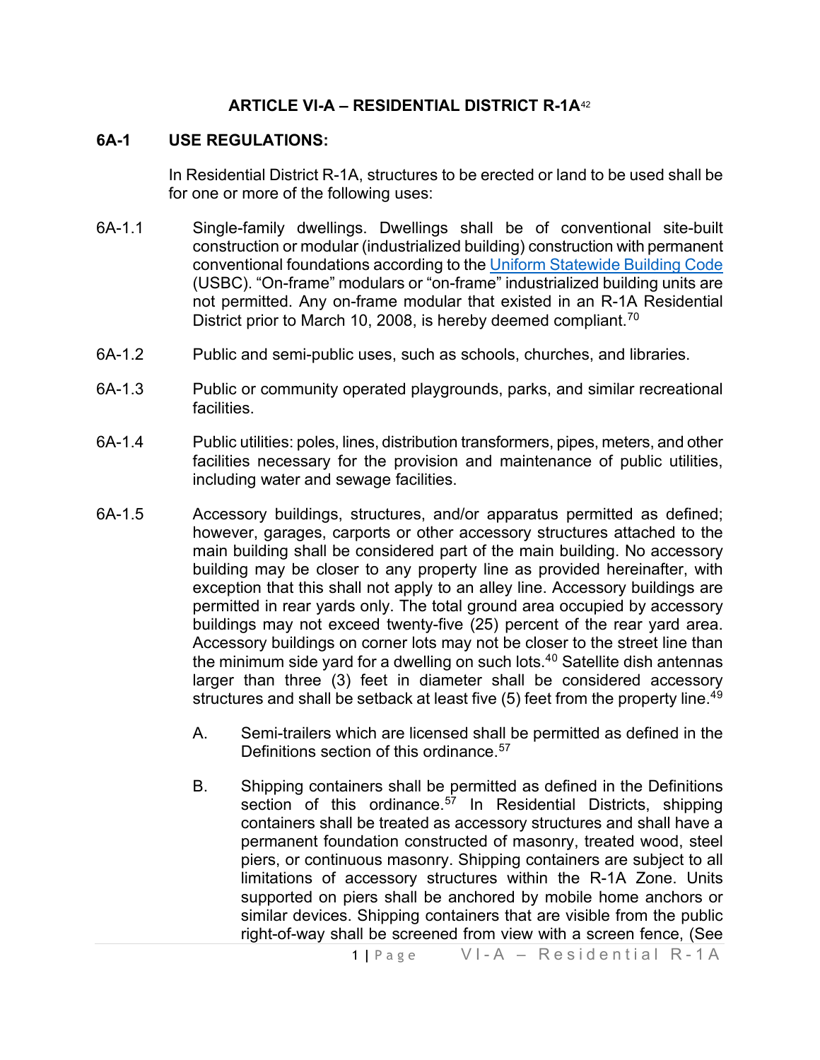# ARTICLE VI-A – RESIDENTIAL DISTRICT R-1A[42]

## 6A-1 USE REGULATIONS:

In Residential District R-1A, structures to be erected or land to be used shall be for one or more of the following uses:

6A-1.1 Single-family dwellings. Dwellings shall be of conventional site-built construction or modular (industrialized building) construction with permanent conventional foundations according to the [Uniform Statewide Building Code](#) (USBC). "On-frame" modulars or "on-frame" industrialized building units are not permitted. Any on-frame modular that existed in an R-1A Residential District prior to March 10, 2008, is hereby deemed compliant.[70]

6A-1.2 Public and semi-public uses, such as schools, churches, and libraries.

6A-1.3 Public or community operated playgrounds, parks, and similar recreational facilities.

6A-1.4 Public utilities: poles, lines, distribution transformers, pipes, meters, and other facilities necessary for the provision and maintenance of public utilities, including water and sewage facilities.

6A-1.5 Accessory buildings, structures, and/or apparatus permitted as defined; however, garages, carports or other accessory structures attached to the main building shall be considered part of the main building. No accessory building may be closer to any property line as provided hereinafter, with exception that this shall not apply to an alley line. Accessory buildings are permitted in rear yards only. The total ground area occupied by accessory buildings may not exceed twenty-five (25) percent of the rear yard area. Accessory buildings on corner lots may not be closer to the street line than the minimum side yard for a dwelling on such lots.[40] Satellite dish antennas larger than three (3) feet in diameter shall be considered accessory structures and shall be setback at least five (5) feet from the property line.[49]

A. Semi-trailers which are licensed shall be permitted as defined in the Definitions section of this ordinance.[57]

B. Shipping containers shall be permitted as defined in the Definitions section of this ordinance.[57] In Residential Districts, shipping containers shall be treated as accessory structures and shall have a permanent foundation constructed of masonry, treated wood, steel piers, or continuous masonry. Shipping containers are subject to all limitations of accessory structures within the R-1A Zone. Units supported on piers shall be anchored by mobile home anchors or similar devices. Shipping containers that are visible from the public right-of-way shall be screened from view with a screen fence, (See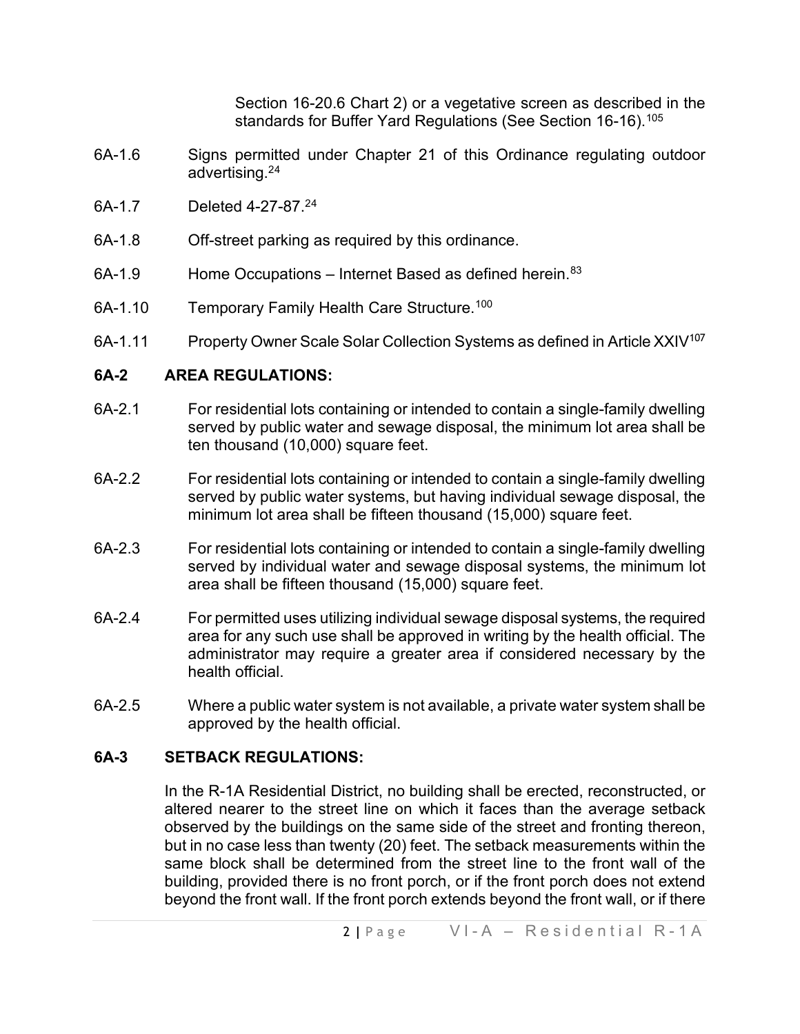Section 16-20.6 Chart 2) or a vegetative screen as described in the standards for Buffer Yard Regulations (See Section 16-16).[105]

6A-1.6 Signs permitted under Chapter 21 of this Ordinance regulating outdoor advertising.[24]

6A-1.7 Deleted 4-27-87.[24]

6A-1.8 Off-street parking as required by this ordinance.

6A-1.9 Home Occupations – Internet Based as defined herein.[83]

6A-1.10 Temporary Family Health Care Structure.[100]

6A-1.11 Property Owner Scale Solar Collection Systems as defined in Article XXIV[107]

## 6A-2 AREA REGULATIONS:

6A-2.1 For residential lots containing or intended to contain a single-family dwelling served by public water and sewage disposal, the minimum lot area shall be ten thousand (10,000) square feet.

6A-2.2 For residential lots containing or intended to contain a single-family dwelling served by public water systems, but having individual sewage disposal, the minimum lot area shall be fifteen thousand (15,000) square feet.

6A-2.3 For residential lots containing or intended to contain a single-family dwelling served by individual water and sewage disposal systems, the minimum lot area shall be fifteen thousand (15,000) square feet.

6A-2.4 For permitted uses utilizing individual sewage disposal systems, the required area for any such use shall be approved in writing by the health official. The administrator may require a greater area if considered necessary by the health official.

6A-2.5 Where a public water system is not available, a private water system shall be approved by the health official.

## 6A-3 SETBACK REGULATIONS:

In the R-1A Residential District, no building shall be erected, reconstructed, or altered nearer to the street line on which it faces than the average setback observed by the buildings on the same side of the street and fronting thereon, but in no case less than twenty (20) feet. The setback measurements within the same block shall be determined from the street line to the front wall of the building, provided there is no front porch, or if the front porch does not extend beyond the front wall. If the front porch extends beyond the front wall, or if there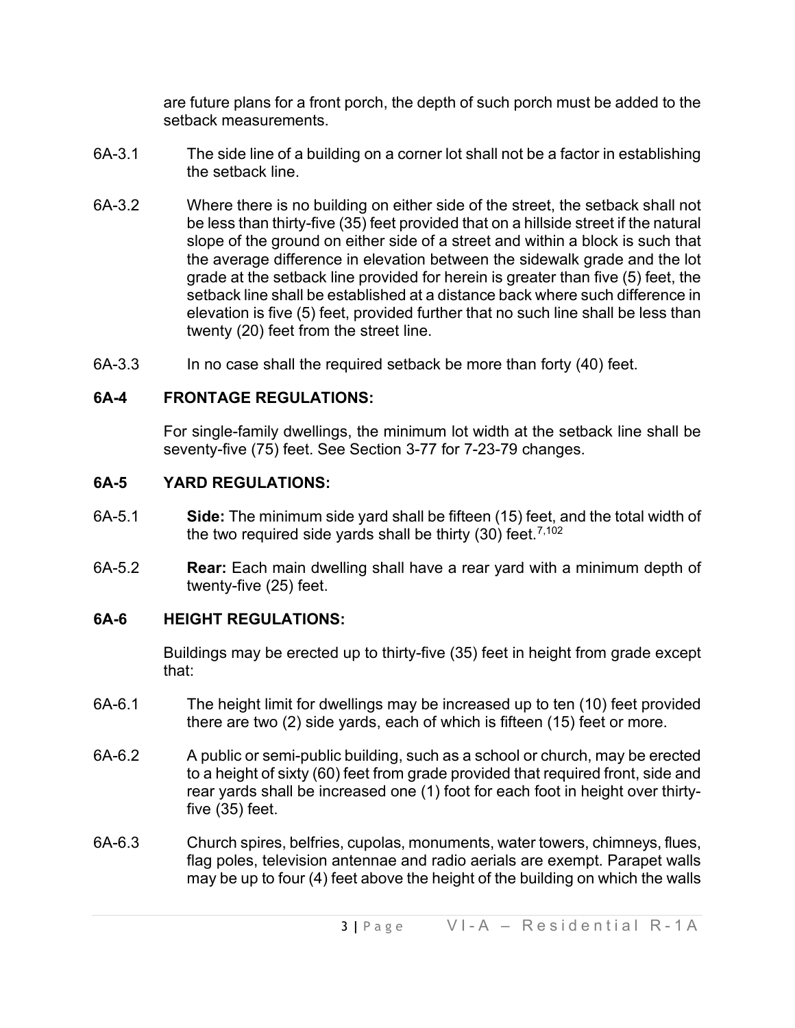are future plans for a front porch, the depth of such porch must be added to the setback measurements.

6A-3.1 The side line of a building on a corner lot shall not be a factor in establishing the setback line.

6A-3.2 Where there is no building on either side of the street, the setback shall not be less than thirty-five (35) feet provided that on a hillside street if the natural slope of the ground on either side of a street and within a block is such that the average difference in elevation between the sidewalk grade and the lot grade at the setback line provided for herein is greater than five (5) feet, the setback line shall be established at a distance back where such difference in elevation is five (5) feet, provided further that no such line shall be less than twenty (20) feet from the street line.

6A-3.3 In no case shall the required setback be more than forty (40) feet.

### 6A-4 FRONTAGE REGULATIONS:

For single-family dwellings, the minimum lot width at the setback line shall be seventy-five (75) feet. See Section 3-77 for 7-23-79 changes.

### 6A-5 YARD REGULATIONS:

6A-5.1 **Side:** The minimum side yard shall be fifteen (15) feet, and the total width of the two required side yards shall be thirty (30) feet.[7,102]

6A-5.2 **Rear:** Each main dwelling shall have a rear yard with a minimum depth of twenty-five (25) feet.

### 6A-6 HEIGHT REGULATIONS:

Buildings may be erected up to thirty-five (35) feet in height from grade except that:

6A-6.1 The height limit for dwellings may be increased up to ten (10) feet provided there are two (2) side yards, each of which is fifteen (15) feet or more.

6A-6.2 A public or semi-public building, such as a school or church, may be erected to a height of sixty (60) feet from grade provided that required front, side and rear yards shall be increased one (1) foot for each foot in height over thirty-five (35) feet.

6A-6.3 Church spires, belfries, cupolas, monuments, water towers, chimneys, flues, flag poles, television antennae and radio aerials are exempt. Parapet walls may be up to four (4) feet above the height of the building on which the walls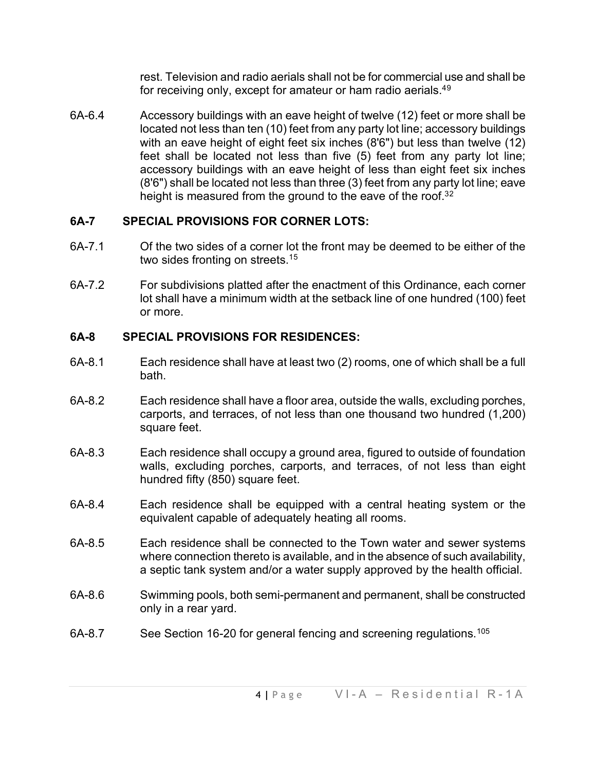rest. Television and radio aerials shall not be for commercial use and shall be for receiving only, except for amateur or ham radio aerials.[49]

6A-6.4 Accessory buildings with an eave height of twelve (12) feet or more shall be located not less than ten (10) feet from any party lot line; accessory buildings with an eave height of eight feet six inches (8'6") but less than twelve (12) feet shall be located not less than five (5) feet from any party lot line; accessory buildings with an eave height of less than eight feet six inches (8'6") shall be located not less than three (3) feet from any party lot line; eave height is measured from the ground to the eave of the roof.[32]

### 6A-7 SPECIAL PROVISIONS FOR CORNER LOTS:

6A-7.1 Of the two sides of a corner lot the front may be deemed to be either of the two sides fronting on streets.[15]

6A-7.2 For subdivisions platted after the enactment of this Ordinance, each corner lot shall have a minimum width at the setback line of one hundred (100) feet or more.

### 6A-8 SPECIAL PROVISIONS FOR RESIDENCES:

6A-8.1 Each residence shall have at least two (2) rooms, one of which shall be a full bath.

6A-8.2 Each residence shall have a floor area, outside the walls, excluding porches, carports, and terraces, of not less than one thousand two hundred (1,200) square feet.

6A-8.3 Each residence shall occupy a ground area, figured to outside of foundation walls, excluding porches, carports, and terraces, of not less than eight hundred fifty (850) square feet.

6A-8.4 Each residence shall be equipped with a central heating system or the equivalent capable of adequately heating all rooms.

6A-8.5 Each residence shall be connected to the Town water and sewer systems where connection thereto is available, and in the absence of such availability, a septic tank system and/or a water supply approved by the health official.

6A-8.6 Swimming pools, both semi-permanent and permanent, shall be constructed only in a rear yard.

6A-8.7 See Section 16-20 for general fencing and screening regulations.[105]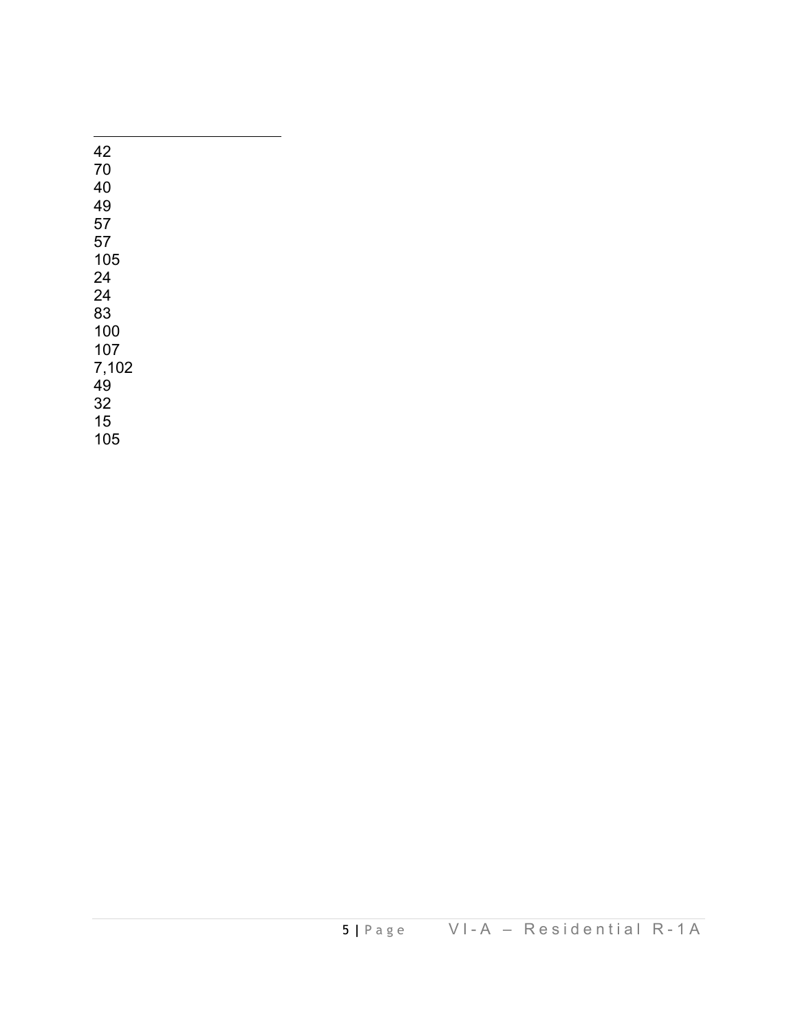42
70
40
49
57
57
105
24
24
83
100
107
7,102
49
32
15
105